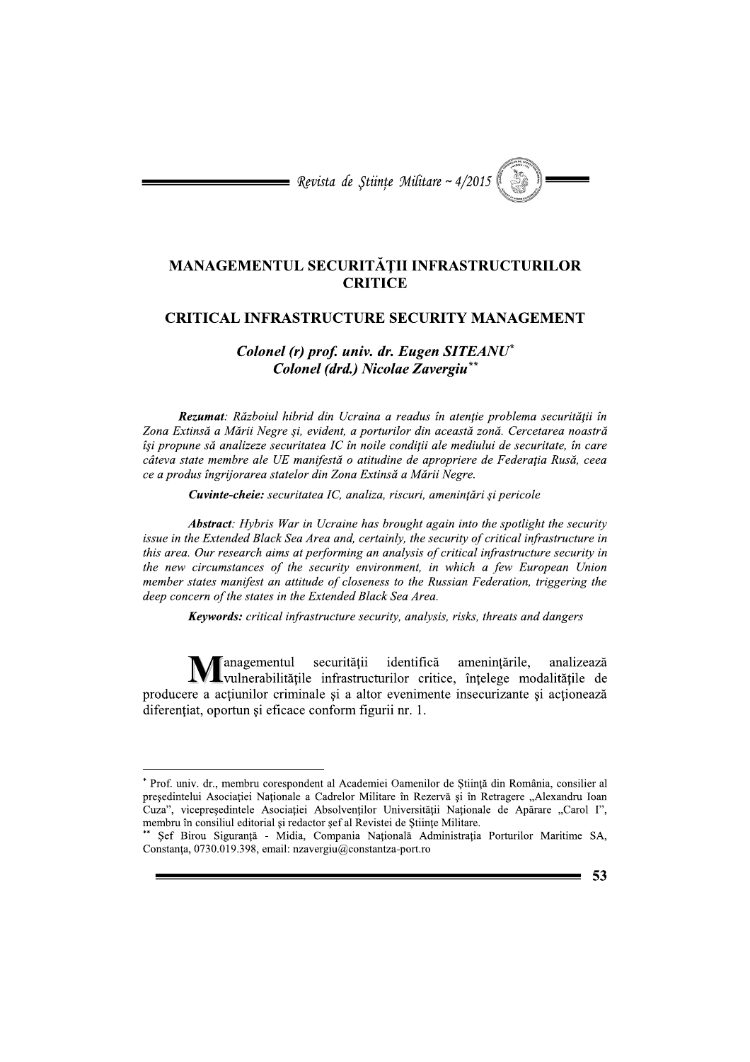# MANAGEMENTUL SECURITĂŢII INFRASTRUCTURILOR CRITICE

# CRITICAL INFRASTRUCTURE SECURITY MANAGEMENT

***Colonel (r) prof. univ. dr. Eugen SITEANU*** [*]
***Colonel (drd.) Nicolae Zavergiu*** [**]

***Rezumat**: Războiul hibrid din Ucraina a readus în atenţie problema securităţii în Zona Extinsă a Mării Negre şi, evident, a porturilor din această zonă. Cercetarea noastră îşi propune să analizeze securitatea IC în noile condiţii ale mediului de securitate, în care câteva state membre ale UE manifestă o atitudine de apropriere de Federaţia Rusă, ceea ce a produs îngrijorarea statelor din Zona Extinsă a Mării Negre.*

***Cuvinte-cheie:** securitatea IC, analiza, riscuri, ameninţări şi pericole*

***Abstract**: Hybris War in Ukraine has brought again into the spotlight the security issue in the Extended Black Sea Area and, certainly, the security of critical infrastructure in this area. Our research aims at performing an analysis of critical infrastructure security in the new circumstances of the security environment, in which a few European Union member states manifest an attitude of closeness to the Russian Federation, triggering the deep concern of the states in the Extended Black Sea Area.*

***Keywords:** critical infrastructure security, analysis, risks, threats and dangers*

Managementul securităţii identifică ameninţările, analizează vulnerabilităţile infrastructurilor critice, înţelege modalităţile de producere a acţiunilor criminale şi a altor evenimente insecurizante şi acţionează diferenţiat, oportun şi eficace conform figurii nr. 1.

---

[*] Prof. univ. dr., membru corespondent al Academiei Oamenilor de Ştiinţă din România, consilier al preşedintelui Asociaţiei Naţionale a Cadrelor Militare în Rezervă şi în Retragere „Alexandru Ioan Cuza", vicepreşedintele Asociaţiei Absolvenţilor Universităţii Naţionale de Apărare „Carol I", membru în consiliul editorial şi redactor şef al Revistei de Ştiinţe Militare.

[**] Şef Birou Siguranţă - Midia, Compania Naţională Administraţia Porturilor Maritime SA, Constanţa, 0730.019.398, email: nzavergiu@constantza-port.ro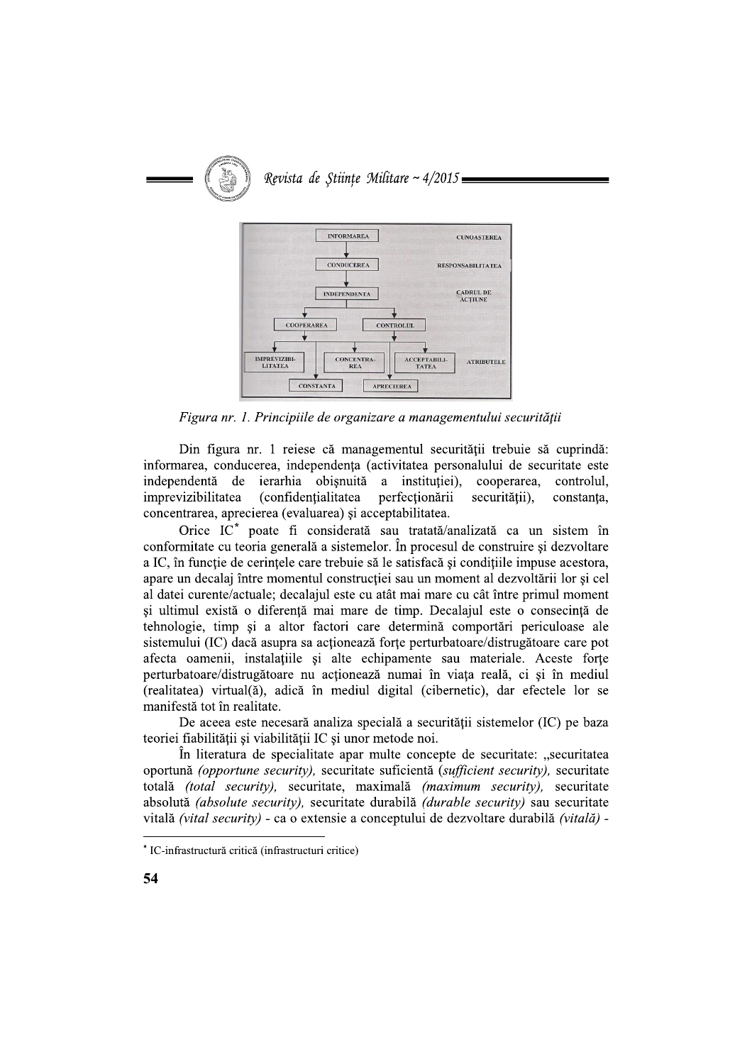Figura nr. 1. Principiile de organizare a managementului securității

Din figura nr. 1 reiese că managementul securității trebuie să cuprindă: informarea, conducerea, independența (activitatea personalului de securitate este independentă de ierarhia obișnuită a instituției), cooperarea, controlul, imprevizibilitatea (confidențialitatea perfecționării securității), constanța, concentrarea, aprecierea (evaluarea) și acceptabilitatea.

Orice IC* poate fi considerată sau tratată/analizată ca un sistem în conformitate cu teoria generală a sistemelor. În procesul de construire și dezvoltare a IC, în funcție de cerințele care trebuie să le satisfacă și condițiile impuse acestora, apare un decalaj între momentul construcției sau un moment al dezvoltării lor și cel al datei curente/actuale; decalajul este cu atât mai mare cu cât între primul moment și ultimul există o diferență mai mare de timp. Decalajul este o consecință de tehnologie, timp și a altor factori care determină comportări periculoase ale sistemului (IC) dacă asupra sa acționează forțe perturbatoare/distrugătoare care pot afecta oamenii, instalațiile și alte echipamente sau materiale. Aceste forțe perturbatoare/distrugătoare nu acționează numai în viața reală, ci și în mediul (realitatea) virtual(ă), adică în mediul digital (cibernetic), dar efectele lor se manifestă tot în realitate.

De aceea este necesară analiza specială a securității sistemelor (IC) pe baza teoriei fiabilității și viabilității IC și unor metode noi.

În literatura de specialitate apar multe concepte de securitate: „securitatea oportună *(opportune security)*, securitate suficientă *(sufficient security)*, securitate totală *(total security)*, securitate, maximală *(maximum security)*, securitate absolută *(absolute security)*, securitate durabilă *(durable security)* sau securitate vitală *(vital security)* - ca o extensie a conceptului de dezvoltare durabilă *(vitală)* -

---

* IC-infrastructură critică (infrastructuri critice)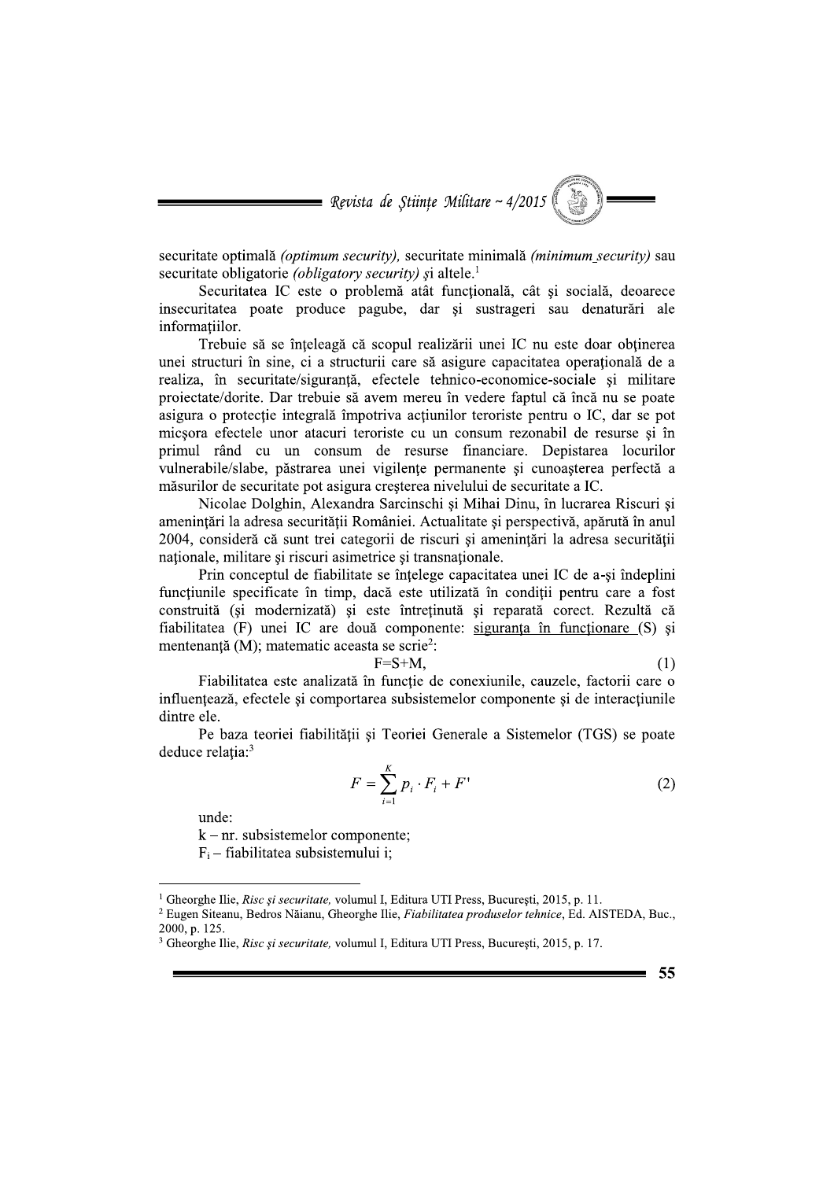securitate optimală *(optimum security),* securitate minimală *(minimum_security)* sau securitate obligatorie *(obligatory security)* şi altele.[1]

Securitatea IC este o problemă atât funcţională, cât şi socială, deoarece insecuritatea poate produce pagube, dar şi sustrageri sau denaturări ale informaţiilor.

Trebuie să se înţeleagă că scopul realizării unei IC nu este doar obţinerea unei structuri în sine, ci a structurii care să asigure capacitatea operaţională de a realiza, în securitate/siguranţă, efectele tehnico-economice-sociale şi militare proiectate/dorite. Dar trebuie să avem mereu în vedere faptul că încă nu se poate asigura o protecţie integrală împotriva acţiunilor teroriste pentru o IC, dar se pot micşora efectele unor atacuri teroriste cu un consum rezonabil de resurse şi în primul rând cu un consum de resurse financiare. Depistarea locurilor vulnerabile/slabe, păstrarea unei vigilenţe permanente şi cunoaşterea perfectă a măsurilor de securitate pot asigura creşterea nivelului de securitate a IC.

Nicolae Dolghin, Alexandra Sarcinschi şi Mihai Dinu, în lucrarea Riscuri şi ameninţări la adresa securităţii României. Actualitate şi perspectivă, apărută în anul 2004, consideră că sunt trei categorii de riscuri şi ameninţări la adresa securităţii naţionale, militare şi riscuri asimetrice şi transnaţionale.

Prin conceptul de fiabilitate se înţelege capacitatea unei IC de a-şi îndeplini funcţiunile specificate în timp, dacă este utilizată în condiţii pentru care a fost construită (şi modernizată) şi este întreţinută şi reparată corect. Rezultă că fiabilitatea (F) unei IC are două componente: siguranţa în funcţionare (S) şi mentenanţă (M); matematic aceasta se scrie[2]:

$$F = S + M, \tag{1}$$

Fiabilitatea este analizată în funcţie de conexiunile, cauzele, factorii care o influenţează, efectele şi comportarea subsistemelor componente şi de interacţiunile dintre ele.

Pe baza teoriei fiabilităţii şi Teoriei Generale a Sistemelor (TGS) se poate deduce relaţia:[3]

$$F = \sum_{i=1}^{K} p_i \cdot F_i + F' \tag{2}$$

unde:

k – nr. subsistemelor componente;

$F_i$ – fiabilitatea subsistemului i;

---

[1] Gheorghe Ilie, *Risc şi securitate,* volumul I, Editura UTI Press, Bucureşti, 2015, p. 11.

[2] Eugen Siteanu, Bedros Năianu, Gheorghe Ilie, *Fiabilitatea produselor tehnice*, Ed. AISTEDA, Buc., 2000, p. 125.

[3] Gheorghe Ilie, *Risc şi securitate,* volumul I, Editura UTI Press, Bucureşti, 2015, p. 17.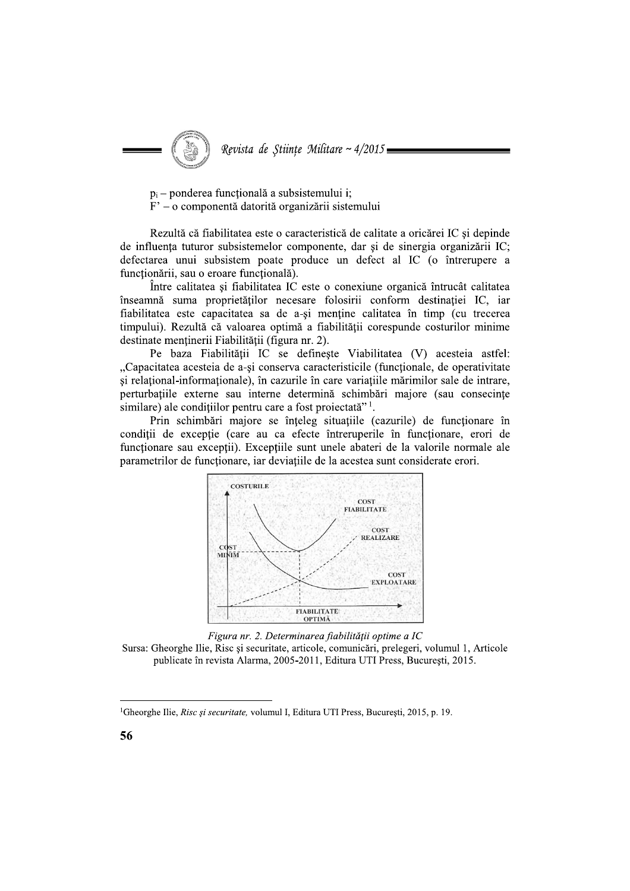$p_i$ – ponderea funcţională a subsistemului i;
F' – o componentă datorită organizării sistemului

Rezultă că fiabilitatea este o caracteristică de calitate a oricărei IC şi depinde de influenţa tuturor subsistemelor componente, dar şi de sinergia organizării IC; defectarea unui subsistem poate produce un defect al IC (o întrerupere a funcţionării, sau o eroare funcţională).

Între calitatea şi fiabilitatea IC este o conexiune organică întrucât calitatea înseamnă suma proprietăţilor necesare folosirii conform destinaţiei IC, iar fiabilitatea este capacitatea sa de a-şi menţine calitatea în timp (cu trecerea timpului). Rezultă că valoarea optimă a fiabilităţii corespunde costurilor minime destinate menţinerii Fiabilităţii (figura nr. 2).

Pe baza Fiabilităţii IC se defineşte Viabilitatea (V) acesteia astfel: „Capacitatea acesteia de a-şi conserva caracteristicile (funcţionale, de operativitate şi relaţional-informaţionale), în cazurile în care variaţiile mărimilor sale de intrare, perturbaţiile externe sau interne determină schimbări majore (sau consecinţe similare) ale condiţiilor pentru care a fost proiectată"[1].

Prin schimbări majore se înţeleg situaţiile (cazurile) de funcţionare în condiţii de excepţie (care au ca efecte întreruperile în funcţionare, erori de funcţionare sau excepţii). Excepţiile sunt unele abateri de la valorile normale ale parametrilor de funcţionare, iar deviaţiile de la acestea sunt considerate erori.

*Figura nr. 2. Determinarea fiabilităţii optime a IC*

Sursa: Gheorghe Ilie, Risc şi securitate, articole, comunicări, prelegeri, volumul 1, Articole publicate în revista Alarma, 2005-2011, Editura UTI Press, Bucureşti, 2015.

---

[1] Gheorghe Ilie, *Risc şi securitate,* volumul I, Editura UTI Press, Bucureşti, 2015, p. 19.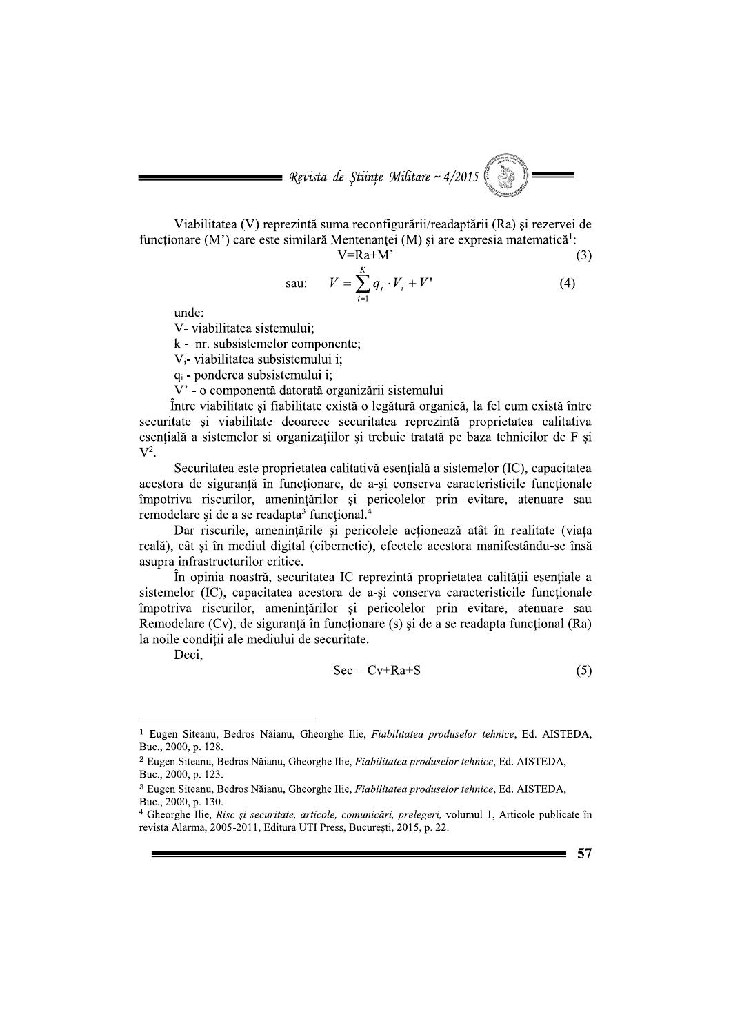Viabilitatea (V) reprezintă suma reconfigurării/readaptării (Ra) şi rezervei de funcţionare (M') care este similară Mentenanţei (M) şi are expresia matematică[1]:

$$V = Ra + M' \quad (3)$$

$$\text{sau:} \quad V = \sum_{i=1}^{K} q_i \cdot V_i + V' \quad (4)$$

unde:

V- viabilitatea sistemului;

k - nr. subsistemelor componente;

$V_i$- viabilitatea subsistemului i;

$q_i$ - ponderea subsistemului i;

V' - o componentă datorată organizării sistemului

Între viabilitate şi fiabilitate există o legătură organică, la fel cum există între securitate şi viabilitate deoarece securitatea reprezintă proprietatea calitativa esenţială a sistemelor si organizaţiilor şi trebuie tratată pe baza tehnicilor de F şi V[2].

Securitatea este proprietatea calitativă esenţială a sistemelor (IC), capacitatea acestora de siguranţă în funcţionare, de a-şi conserva caracteristicile funcţionale împotriva riscurilor, ameninţărilor şi pericolelor prin evitare, atenuare sau remodelare şi de a se readapta[3] funcţional.[4]

Dar riscurile, ameninţările şi pericolele acţionează atât în realitate (viaţa reală), cât şi în mediul digital (cibernetic), efectele acestora manifestându-se însă asupra infrastructurilor critice.

În opinia noastră, securitatea IC reprezintă proprietatea calităţii esenţiale a sistemelor (IC), capacitatea acestora de a-şi conserva caracteristicile funcţionale împotriva riscurilor, ameninţărilor şi pericolelor prin evitare, atenuare sau Remodelare (Cv), de siguranţă în funcţionare (s) şi de a se readapta funcţional (Ra) la noile condiţii ale mediului de securitate.

Deci,

$$Sec = Cv + Ra + S \quad (5)$$

---

[1] Eugen Siteanu, Bedros Năianu, Gheorghe Ilie, *Fiabilitatea produselor tehnice*, Ed. AISTEDA, Buc., 2000, p. 128.

[2] Eugen Siteanu, Bedros Năianu, Gheorghe Ilie, *Fiabilitatea produselor tehnice*, Ed. AISTEDA, Buc., 2000, p. 123.

[3] Eugen Siteanu, Bedros Năianu, Gheorghe Ilie, *Fiabilitatea produselor tehnice*, Ed. AISTEDA, Buc., 2000, p. 130.

[4] Gheorghe Ilie, *Risc şi securitate, articole, comunicări, prelegeri,* volumul 1, Articole publicate în revista Alarma, 2005-2011, Editura UTI Press, Bucureşti, 2015, p. 22.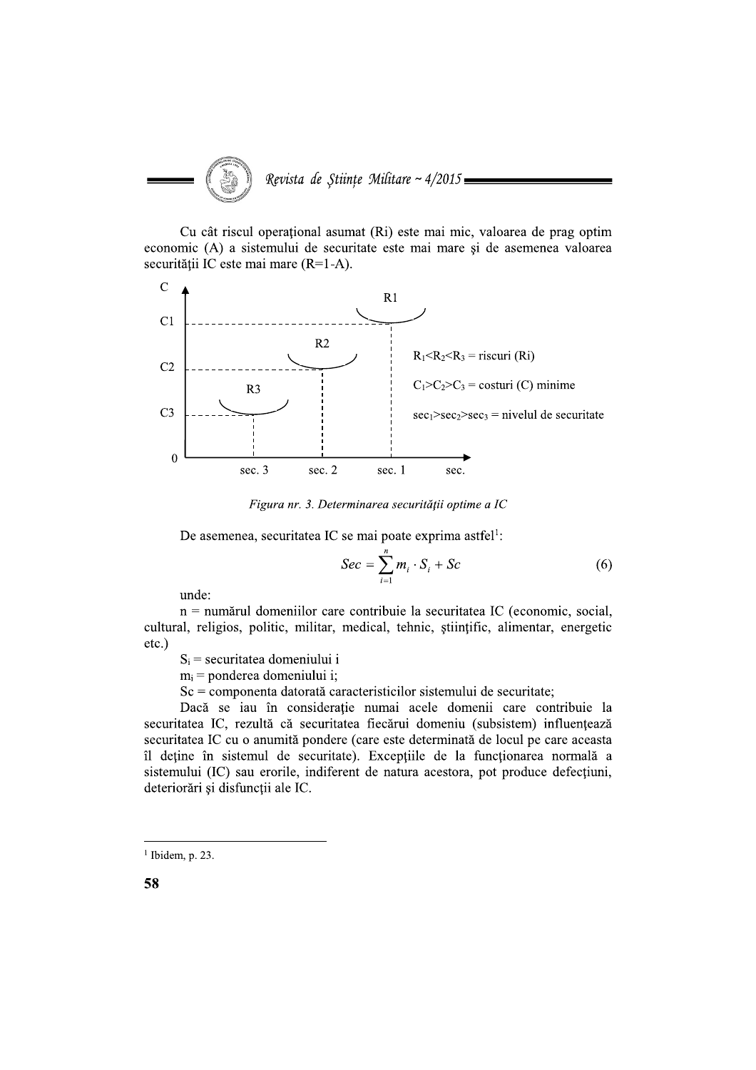Cu cât riscul operaţional asumat (Ri) este mai mic, valoarea de prag optim economic (A) a sistemului de securitate este mai mare şi de asemenea valoarea securităţii IC este mai mare (R=1-A).

C

C1

C2

C3

0

R1

R2

R3

sec. 3 sec. 2 sec. 1 sec.

$R_1 < R_2 < R_3$ = riscuri (Ri)

$C_1 > C_2 > C_3$ = costuri (C) minime

$sec_1 > sec_2 > sec_3$ = nivelul de securitate

*Figura nr. 3. Determinarea securităţii optime a IC*

De asemenea, securitatea IC se mai poate exprima astfel[1]:

$$Sec = \sum_{i=1}^{n} m_i \cdot S_i + Sc \qquad (6)$$

unde:

n = numărul domeniilor care contribuie la securitatea IC (economic, social, cultural, religios, politic, militar, medical, tehnic, ştiinţific, alimentar, energetic etc.)

$S_i$ = securitatea domeniului i

$m_i$ = ponderea domeniului i;

Sc = componenta datorată caracteristicilor sistemului de securitate;

Dacă se iau în consideraţie numai acele domenii care contribuie la securitatea IC, rezultă că securitatea fiecărui domeniu (subsistem) influenţează securitatea IC cu o anumită pondere (care este determinată de locul pe care aceasta îl deţine în sistemul de securitate). Excepţiile de la funcţionarea normală a sistemului (IC) sau erorile, indiferent de natura acestora, pot produce defecţiuni, deteriorări şi disfuncţii ale IC.

[1] Ibidem, p. 23.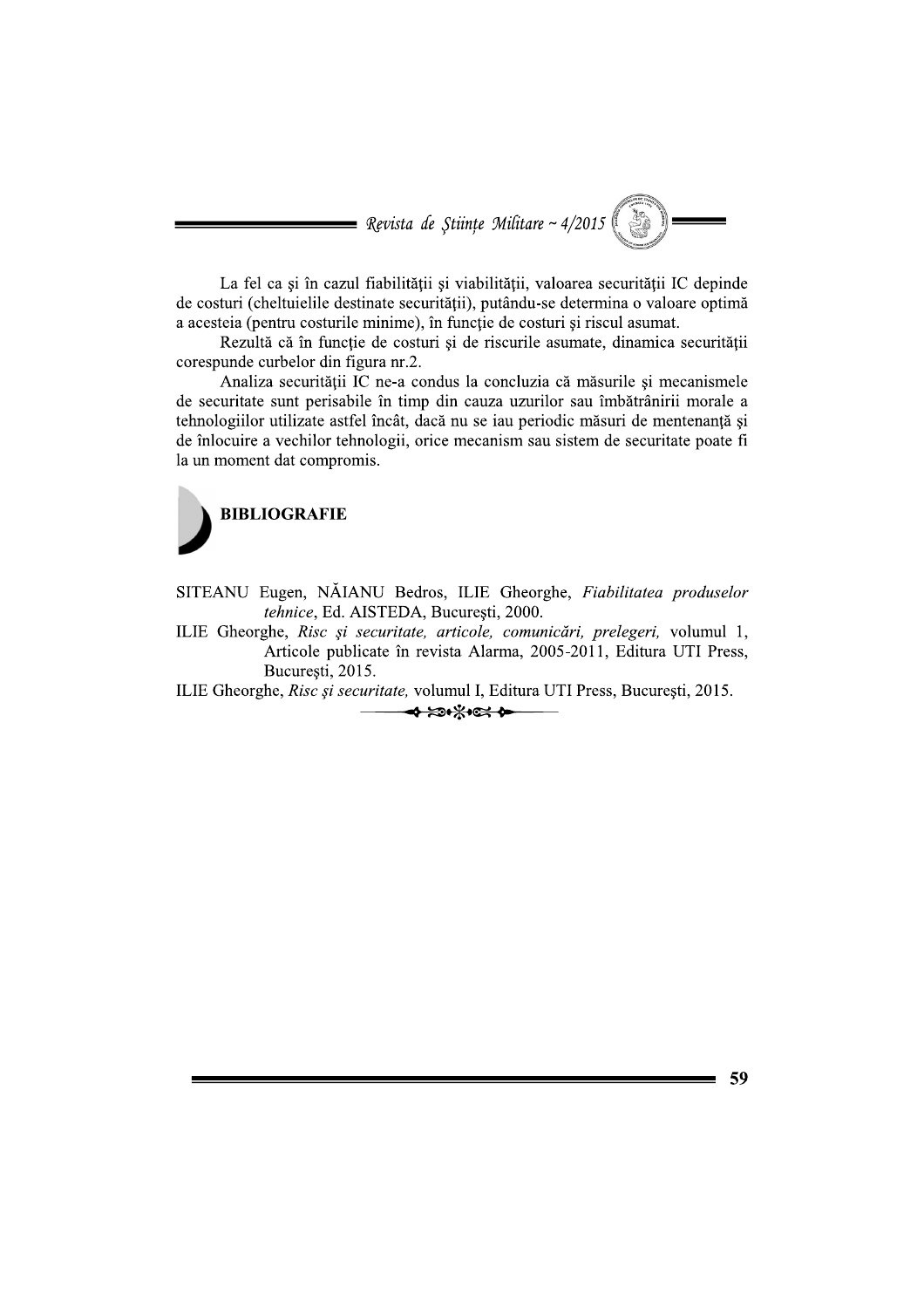La fel ca şi în cazul fiabilităţii şi viabilităţii, valoarea securităţii IC depinde de costuri (cheltuielile destinate securităţii), putându-se determina o valoare optimă a acesteia (pentru costurile minime), în funcţie de costuri şi riscul asumat.

Rezultă că în funcţie de costuri şi de riscurile asumate, dinamica securităţii corespunde curbelor din figura nr.2.

Analiza securităţii IC ne-a condus la concluzia că măsurile şi mecanismele de securitate sunt perisabile în timp din cauza uzurilor sau îmbătrânirii morale a tehnologiilor utilizate astfel încât, dacă nu se iau periodic măsuri de mentenanţă şi de înlocuire a vechilor tehnologii, orice mecanism sau sistem de securitate poate fi la un moment dat compromis.

## BIBLIOGRAFIE

SITEANU Eugen, NĂIANU Bedros, ILIE Gheorghe, *Fiabilitatea produselor tehnice*, Ed. AISTEDA, Bucureşti, 2000.

ILIE Gheorghe, *Risc şi securitate, articole, comunicări, prelegeri,* volumul 1, Articole publicate în revista Alarma, 2005-2011, Editura UTI Press, Bucureşti, 2015.

ILIE Gheorghe, *Risc şi securitate,* volumul I, Editura UTI Press, Bucureşti, 2015.